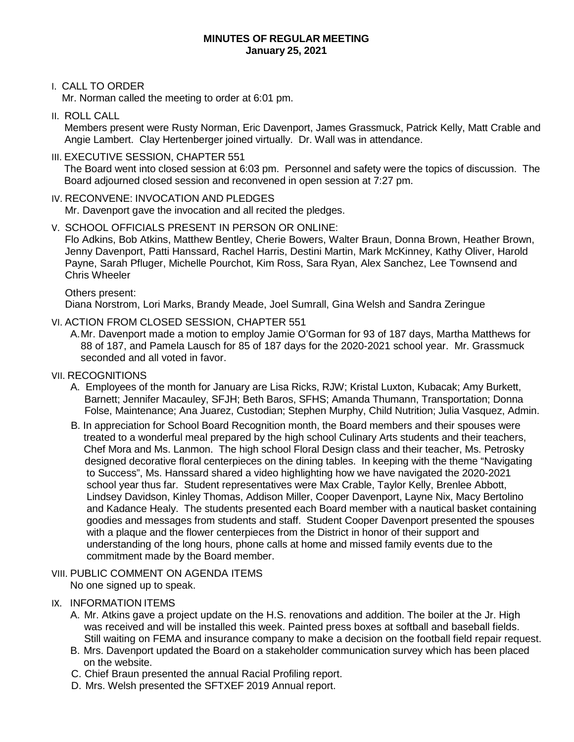# MINUTES OF REGULAR MEETING
## January 25, 2021

I. CALL TO ORDER

Mr. Norman called the meeting to order at 6:01 pm.

II. ROLL CALL

Members present were Rusty Norman, Eric Davenport, James Grassmuck, Patrick Kelly, Matt Crable and Angie Lambert. Clay Hertenberger joined virtually. Dr. Wall was in attendance.

III. EXECUTIVE SESSION, CHAPTER 551

The Board went into closed session at 6:03 pm. Personnel and safety were the topics of discussion. The Board adjourned closed session and reconvened in open session at 7:27 pm.

IV. RECONVENE: INVOCATION AND PLEDGES

Mr. Davenport gave the invocation and all recited the pledges.

V. SCHOOL OFFICIALS PRESENT IN PERSON OR ONLINE:

Flo Adkins, Bob Atkins, Matthew Bentley, Cherie Bowers, Walter Braun, Donna Brown, Heather Brown, Jenny Davenport, Patti Hanssard, Rachel Harris, Destini Martin, Mark McKinney, Kathy Oliver, Harold Payne, Sarah Pfluger, Michelle Pourchot, Kim Ross, Sara Ryan, Alex Sanchez, Lee Townsend and Chris Wheeler

Others present:

Diana Norstrom, Lori Marks, Brandy Meade, Joel Sumrall, Gina Welsh and Sandra Zeringue

VI. ACTION FROM CLOSED SESSION, CHAPTER 551

A. Mr. Davenport made a motion to employ Jamie O'Gorman for 93 of 187 days, Martha Matthews for 88 of 187, and Pamela Lausch for 85 of 187 days for the 2020-2021 school year. Mr. Grassmuck seconded and all voted in favor.

VII. RECOGNITIONS

A. Employees of the month for January are Lisa Ricks, RJW; Kristal Luxton, Kubacak; Amy Burkett, Barnett; Jennifer Macauley, SFJH; Beth Baros, SFHS; Amanda Thumann, Transportation; Donna Folse, Maintenance; Ana Juarez, Custodian; Stephen Murphy, Child Nutrition; Julia Vasquez, Admin.

B. In appreciation for School Board Recognition month, the Board members and their spouses were treated to a wonderful meal prepared by the high school Culinary Arts students and their teachers, Chef Mora and Ms. Lanmon. The high school Floral Design class and their teacher, Ms. Petrosky designed decorative floral centerpieces on the dining tables. In keeping with the theme "Navigating to Success", Ms. Hanssard shared a video highlighting how we have navigated the 2020-2021 school year thus far. Student representatives were Max Crable, Taylor Kelly, Brenlee Abbott, Lindsey Davidson, Kinley Thomas, Addison Miller, Cooper Davenport, Layne Nix, Macy Bertolino and Kadance Healy. The students presented each Board member with a nautical basket containing goodies and messages from students and staff. Student Cooper Davenport presented the spouses with a plaque and the flower centerpieces from the District in honor of their support and understanding of the long hours, phone calls at home and missed family events due to the commitment made by the Board member.

VIII. PUBLIC COMMENT ON AGENDA ITEMS

No one signed up to speak.

IX. INFORMATION ITEMS

A. Mr. Atkins gave a project update on the H.S. renovations and addition. The boiler at the Jr. High was received and will be installed this week. Painted press boxes at softball and baseball fields. Still waiting on FEMA and insurance company to make a decision on the football field repair request.

B. Mrs. Davenport updated the Board on a stakeholder communication survey which has been placed on the website.

C. Chief Braun presented the annual Racial Profiling report.

D. Mrs. Welsh presented the SFTXEF 2019 Annual report.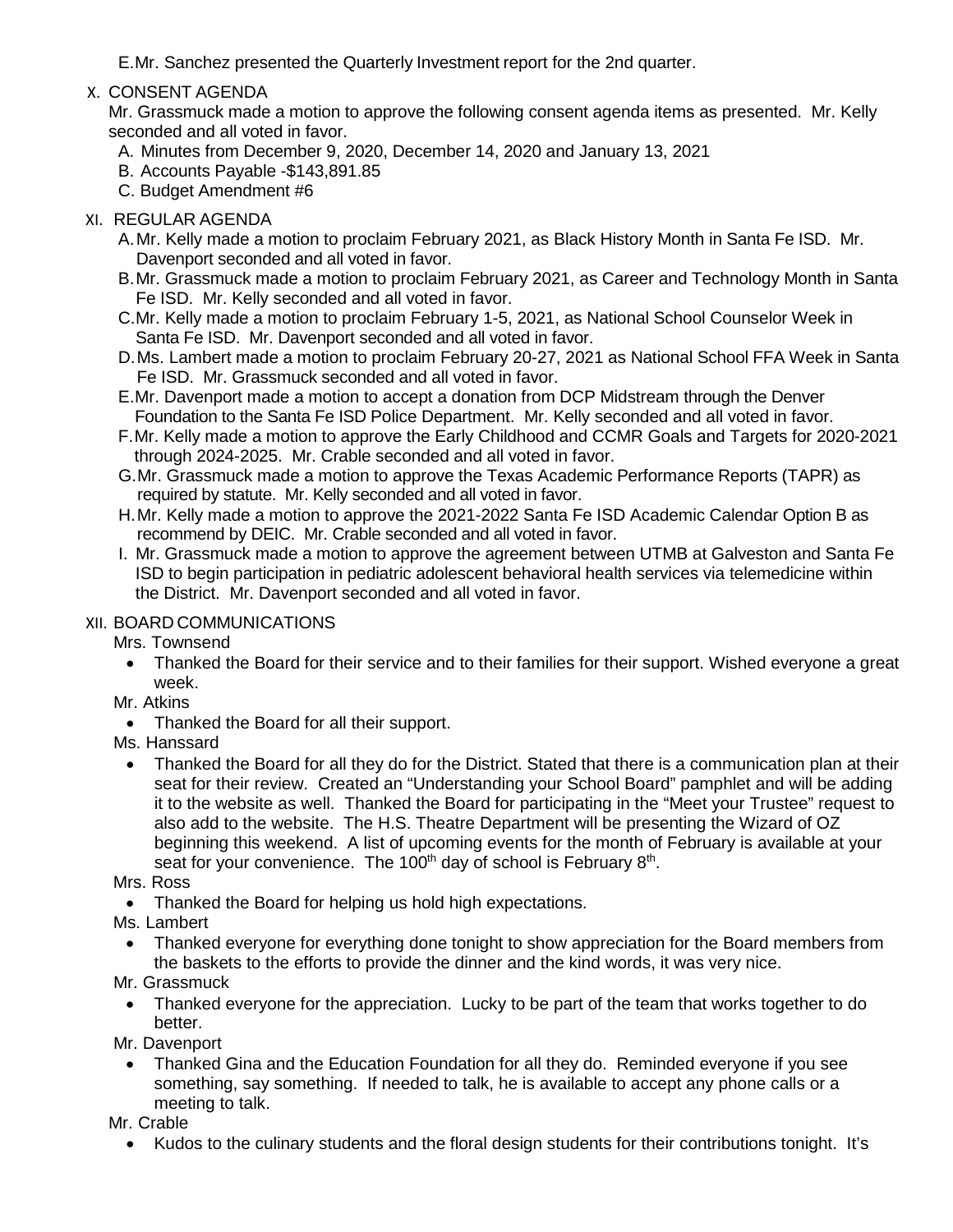E. Mr. Sanchez presented the Quarterly Investment report for the 2nd quarter.

X. CONSENT AGENDA

Mr. Grassmuck made a motion to approve the following consent agenda items as presented. Mr. Kelly seconded and all voted in favor.

A. Minutes from December 9, 2020, December 14, 2020 and January 13, 2021
B. Accounts Payable -$143,891.85
C. Budget Amendment #6

XI. REGULAR AGENDA

A. Mr. Kelly made a motion to proclaim February 2021, as Black History Month in Santa Fe ISD. Mr. Davenport seconded and all voted in favor.
B. Mr. Grassmuck made a motion to proclaim February 2021, as Career and Technology Month in Santa Fe ISD. Mr. Kelly seconded and all voted in favor.
C. Mr. Kelly made a motion to proclaim February 1-5, 2021, as National School Counselor Week in Santa Fe ISD. Mr. Davenport seconded and all voted in favor.
D. Ms. Lambert made a motion to proclaim February 20-27, 2021 as National School FFA Week in Santa Fe ISD. Mr. Grassmuck seconded and all voted in favor.
E. Mr. Davenport made a motion to accept a donation from DCP Midstream through the Denver Foundation to the Santa Fe ISD Police Department. Mr. Kelly seconded and all voted in favor.
F. Mr. Kelly made a motion to approve the Early Childhood and CCMR Goals and Targets for 2020-2021 through 2024-2025. Mr. Crable seconded and all voted in favor.
G. Mr. Grassmuck made a motion to approve the Texas Academic Performance Reports (TAPR) as required by statute. Mr. Kelly seconded and all voted in favor.
H. Mr. Kelly made a motion to approve the 2021-2022 Santa Fe ISD Academic Calendar Option B as recommend by DEIC. Mr. Crable seconded and all voted in favor.
I. Mr. Grassmuck made a motion to approve the agreement between UTMB at Galveston and Santa Fe ISD to begin participation in pediatric adolescent behavioral health services via telemedicine within the District. Mr. Davenport seconded and all voted in favor.

XII. BOARD COMMUNICATIONS

Mrs. Townsend

- Thanked the Board for their service and to their families for their support. Wished everyone a great week.

Mr. Atkins

- Thanked the Board for all their support.

Ms. Hanssard

- Thanked the Board for all they do for the District. Stated that there is a communication plan at their seat for their review. Created an "Understanding your School Board" pamphlet and will be adding it to the website as well. Thanked the Board for participating in the "Meet your Trustee" request to also add to the website. The H.S. Theatre Department will be presenting the Wizard of OZ beginning this weekend. A list of upcoming events for the month of February is available at your seat for your convenience. The 100th day of school is February 8th.

Mrs. Ross

- Thanked the Board for helping us hold high expectations.

Ms. Lambert

- Thanked everyone for everything done tonight to show appreciation for the Board members from the baskets to the efforts to provide the dinner and the kind words, it was very nice.

Mr. Grassmuck

- Thanked everyone for the appreciation. Lucky to be part of the team that works together to do better.

Mr. Davenport

- Thanked Gina and the Education Foundation for all they do. Reminded everyone if you see something, say something. If needed to talk, he is available to accept any phone calls or a meeting to talk.

Mr. Crable

- Kudos to the culinary students and the floral design students for their contributions tonight. It's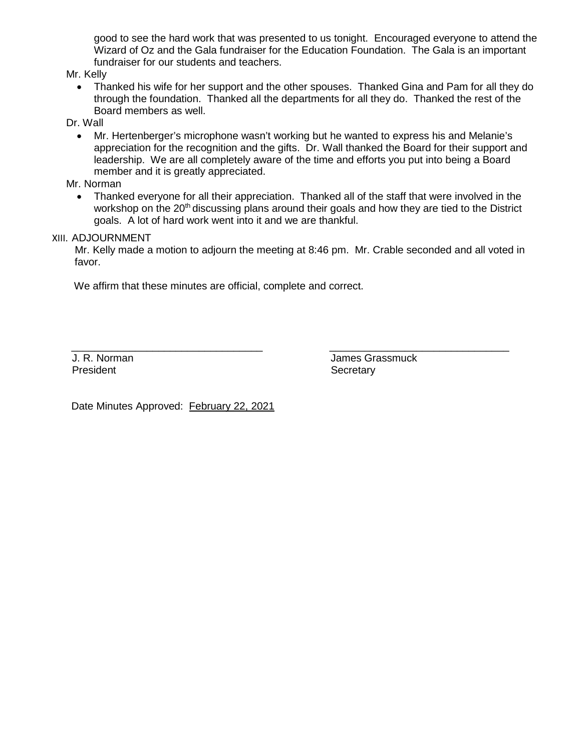good to see the hard work that was presented to us tonight. Encouraged everyone to attend the Wizard of Oz and the Gala fundraiser for the Education Foundation. The Gala is an important fundraiser for our students and teachers.

Mr. Kelly

- Thanked his wife for her support and the other spouses. Thanked Gina and Pam for all they do through the foundation. Thanked all the departments for all they do. Thanked the rest of the Board members as well.

Dr. Wall

- Mr. Hertenberger's microphone wasn't working but he wanted to express his and Melanie's appreciation for the recognition and the gifts. Dr. Wall thanked the Board for their support and leadership. We are all completely aware of the time and efforts you put into being a Board member and it is greatly appreciated.

Mr. Norman

- Thanked everyone for all their appreciation. Thanked all of the staff that were involved in the workshop on the 20th discussing plans around their goals and how they are tied to the District goals. A lot of hard work went into it and we are thankful.

XIII. ADJOURNMENT

Mr. Kelly made a motion to adjourn the meeting at 8:46 pm. Mr. Crable seconded and all voted in favor.

We affirm that these minutes are official, complete and correct.

| | |
|---|---|
| \_\_\_\_\_\_\_\_\_\_\_\_\_\_\_\_\_\_\_\_\_\_\_\_\_\_\_\_\_\_\_\_ | \_\_\_\_\_\_\_\_\_\_\_\_\_\_\_\_\_\_\_\_\_\_\_\_\_\_\_\_\_\_\_\_ |
| J. R. Norman | James Grassmuck |
| President | Secretary |

Date Minutes Approved: February 22, 2021